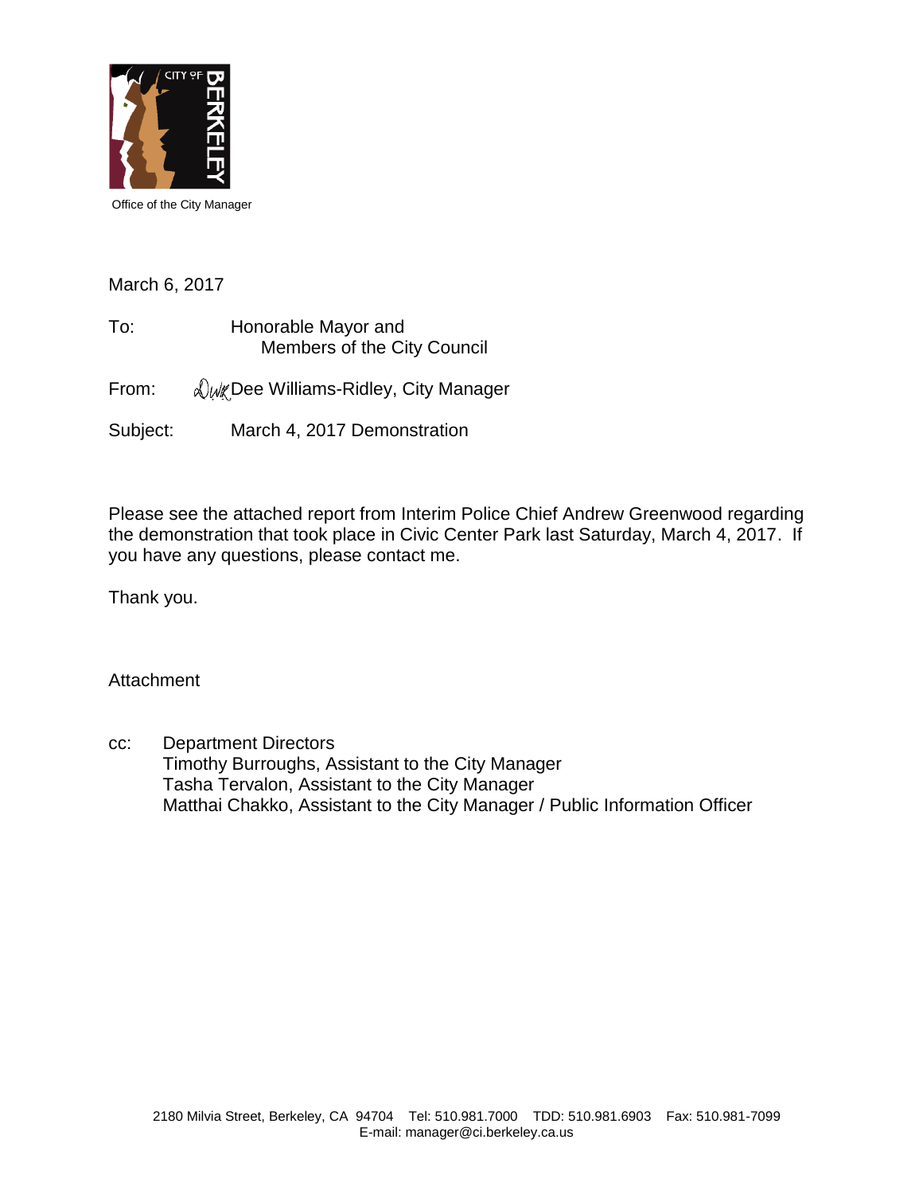CITY OF BERKELEY

Office of the City Manager

March 6, 2017

To: Honorable Mayor and
Members of the City Council

From: Dee Williams-Ridley, City Manager

Subject: March 4, 2017 Demonstration

Please see the attached report from Interim Police Chief Andrew Greenwood regarding the demonstration that took place in Civic Center Park last Saturday, March 4, 2017. If you have any questions, please contact me.

Thank you.

Attachment

cc: Department Directors
Timothy Burroughs, Assistant to the City Manager
Tasha Tervalon, Assistant to the City Manager
Matthai Chakko, Assistant to the City Manager / Public Information Officer

2180 Milvia Street, Berkeley, CA 94704 Tel: 510.981.7000 TDD: 510.981.6903 Fax: 510.981-7099
E-mail: manager@ci.berkeley.ca.us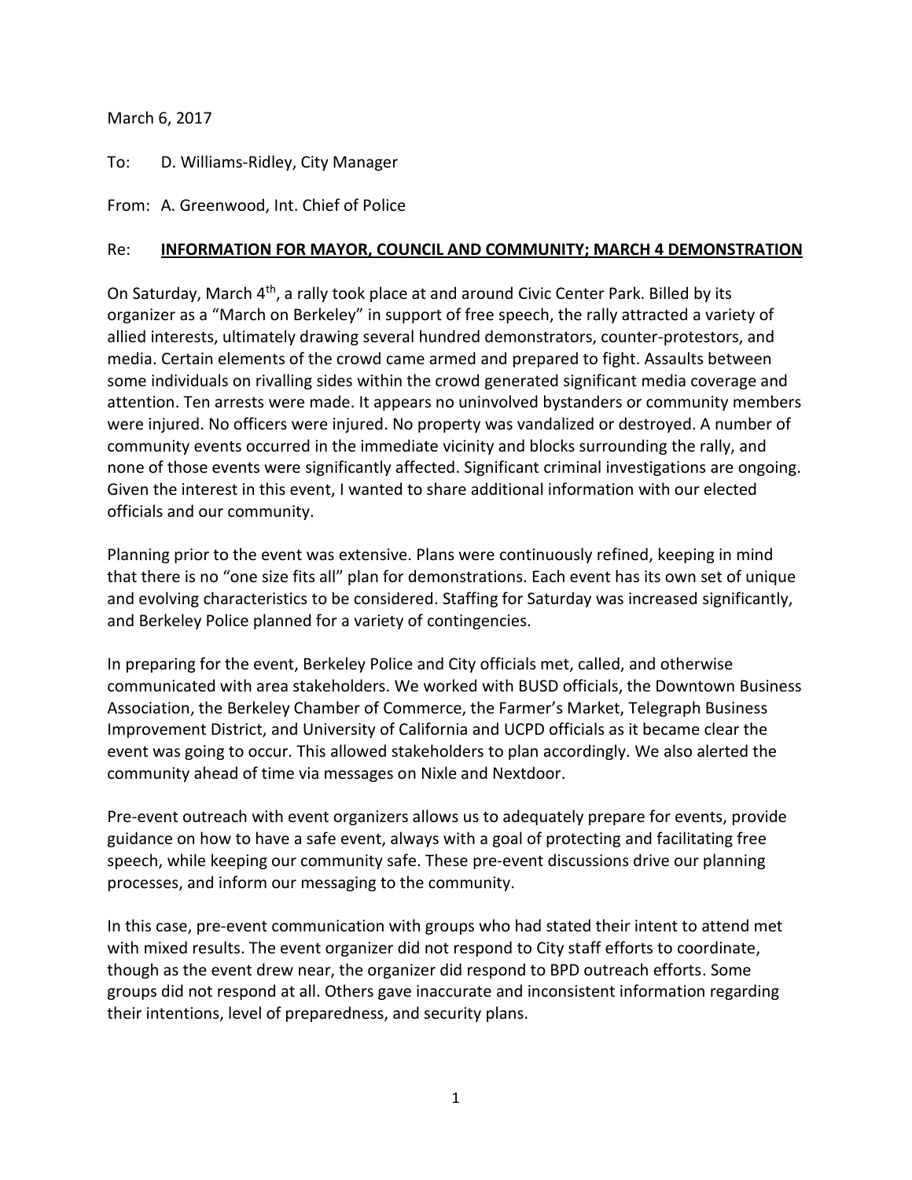March 6, 2017

To: D. Williams-Ridley, City Manager

From: A. Greenwood, Int. Chief of Police

Re: **<u>INFORMATION FOR MAYOR, COUNCIL AND COMMUNITY; MARCH 4 DEMONSTRATION</u>**

On Saturday, March 4th, a rally took place at and around Civic Center Park. Billed by its organizer as a "March on Berkeley" in support of free speech, the rally attracted a variety of allied interests, ultimately drawing several hundred demonstrators, counter-protestors, and media. Certain elements of the crowd came armed and prepared to fight. Assaults between some individuals on rivalling sides within the crowd generated significant media coverage and attention. Ten arrests were made. It appears no uninvolved bystanders or community members were injured. No officers were injured. No property was vandalized or destroyed. A number of community events occurred in the immediate vicinity and blocks surrounding the rally, and none of those events were significantly affected. Significant criminal investigations are ongoing. Given the interest in this event, I wanted to share additional information with our elected officials and our community.

Planning prior to the event was extensive. Plans were continuously refined, keeping in mind that there is no "one size fits all" plan for demonstrations. Each event has its own set of unique and evolving characteristics to be considered. Staffing for Saturday was increased significantly, and Berkeley Police planned for a variety of contingencies.

In preparing for the event, Berkeley Police and City officials met, called, and otherwise communicated with area stakeholders. We worked with BUSD officials, the Downtown Business Association, the Berkeley Chamber of Commerce, the Farmer's Market, Telegraph Business Improvement District, and University of California and UCPD officials as it became clear the event was going to occur. This allowed stakeholders to plan accordingly. We also alerted the community ahead of time via messages on Nixle and Nextdoor.

Pre-event outreach with event organizers allows us to adequately prepare for events, provide guidance on how to have a safe event, always with a goal of protecting and facilitating free speech, while keeping our community safe. These pre-event discussions drive our planning processes, and inform our messaging to the community.

In this case, pre-event communication with groups who had stated their intent to attend met with mixed results. The event organizer did not respond to City staff efforts to coordinate, though as the event drew near, the organizer did respond to BPD outreach efforts. Some groups did not respond at all. Others gave inaccurate and inconsistent information regarding their intentions, level of preparedness, and security plans.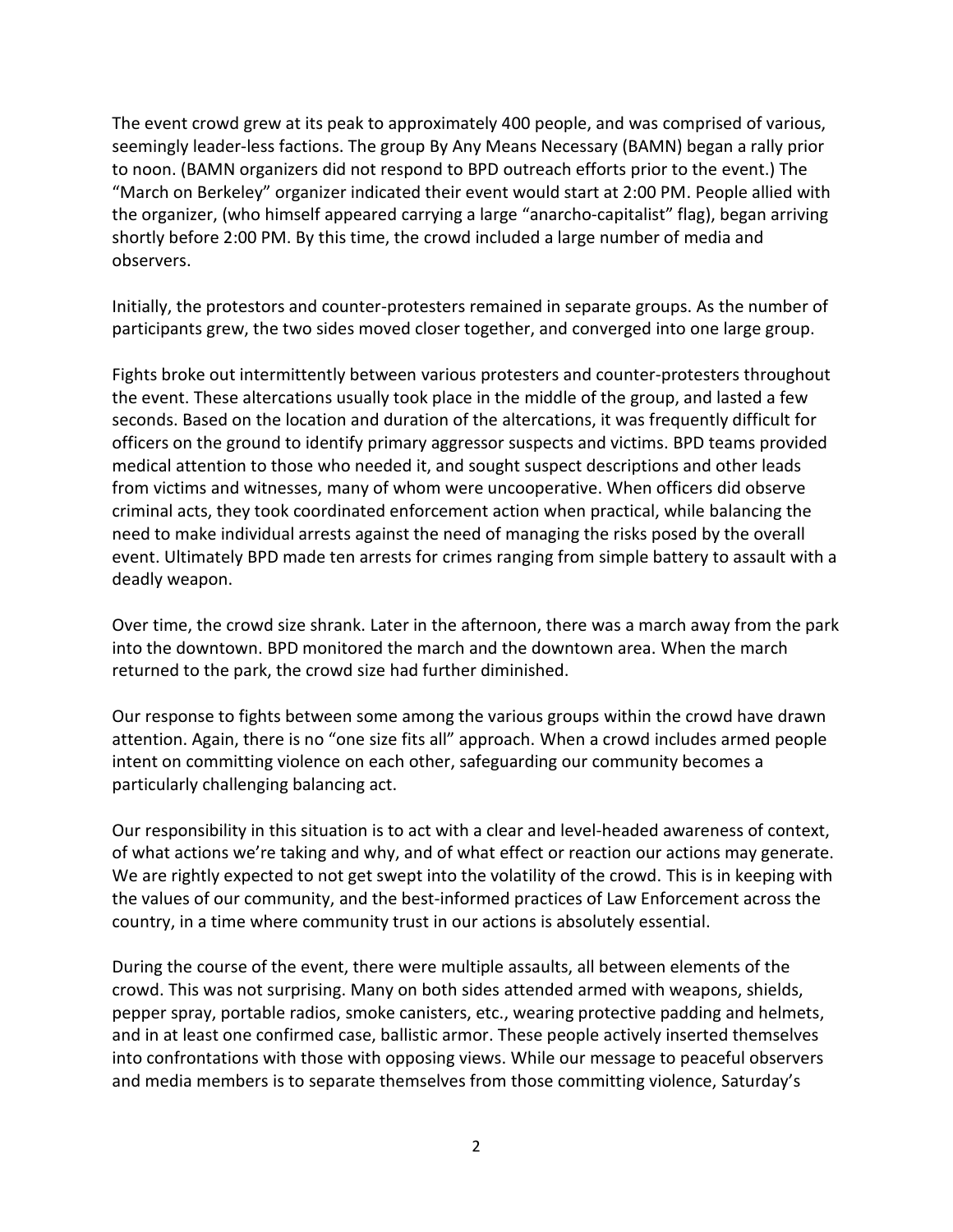The event crowd grew at its peak to approximately 400 people, and was comprised of various, seemingly leader-less factions. The group By Any Means Necessary (BAMN) began a rally prior to noon. (BAMN organizers did not respond to BPD outreach efforts prior to the event.) The "March on Berkeley" organizer indicated their event would start at 2:00 PM. People allied with the organizer, (who himself appeared carrying a large "anarcho-capitalist" flag), began arriving shortly before 2:00 PM. By this time, the crowd included a large number of media and observers.

Initially, the protestors and counter-protesters remained in separate groups. As the number of participants grew, the two sides moved closer together, and converged into one large group.

Fights broke out intermittently between various protesters and counter-protesters throughout the event. These altercations usually took place in the middle of the group, and lasted a few seconds. Based on the location and duration of the altercations, it was frequently difficult for officers on the ground to identify primary aggressor suspects and victims. BPD teams provided medical attention to those who needed it, and sought suspect descriptions and other leads from victims and witnesses, many of whom were uncooperative. When officers did observe criminal acts, they took coordinated enforcement action when practical, while balancing the need to make individual arrests against the need of managing the risks posed by the overall event. Ultimately BPD made ten arrests for crimes ranging from simple battery to assault with a deadly weapon.

Over time, the crowd size shrank. Later in the afternoon, there was a march away from the park into the downtown. BPD monitored the march and the downtown area. When the march returned to the park, the crowd size had further diminished.

Our response to fights between some among the various groups within the crowd have drawn attention. Again, there is no "one size fits all" approach. When a crowd includes armed people intent on committing violence on each other, safeguarding our community becomes a particularly challenging balancing act.

Our responsibility in this situation is to act with a clear and level-headed awareness of context, of what actions we're taking and why, and of what effect or reaction our actions may generate. We are rightly expected to not get swept into the volatility of the crowd. This is in keeping with the values of our community, and the best-informed practices of Law Enforcement across the country, in a time where community trust in our actions is absolutely essential.

During the course of the event, there were multiple assaults, all between elements of the crowd. This was not surprising. Many on both sides attended armed with weapons, shields, pepper spray, portable radios, smoke canisters, etc., wearing protective padding and helmets, and in at least one confirmed case, ballistic armor. These people actively inserted themselves into confrontations with those with opposing views. While our message to peaceful observers and media members is to separate themselves from those committing violence, Saturday's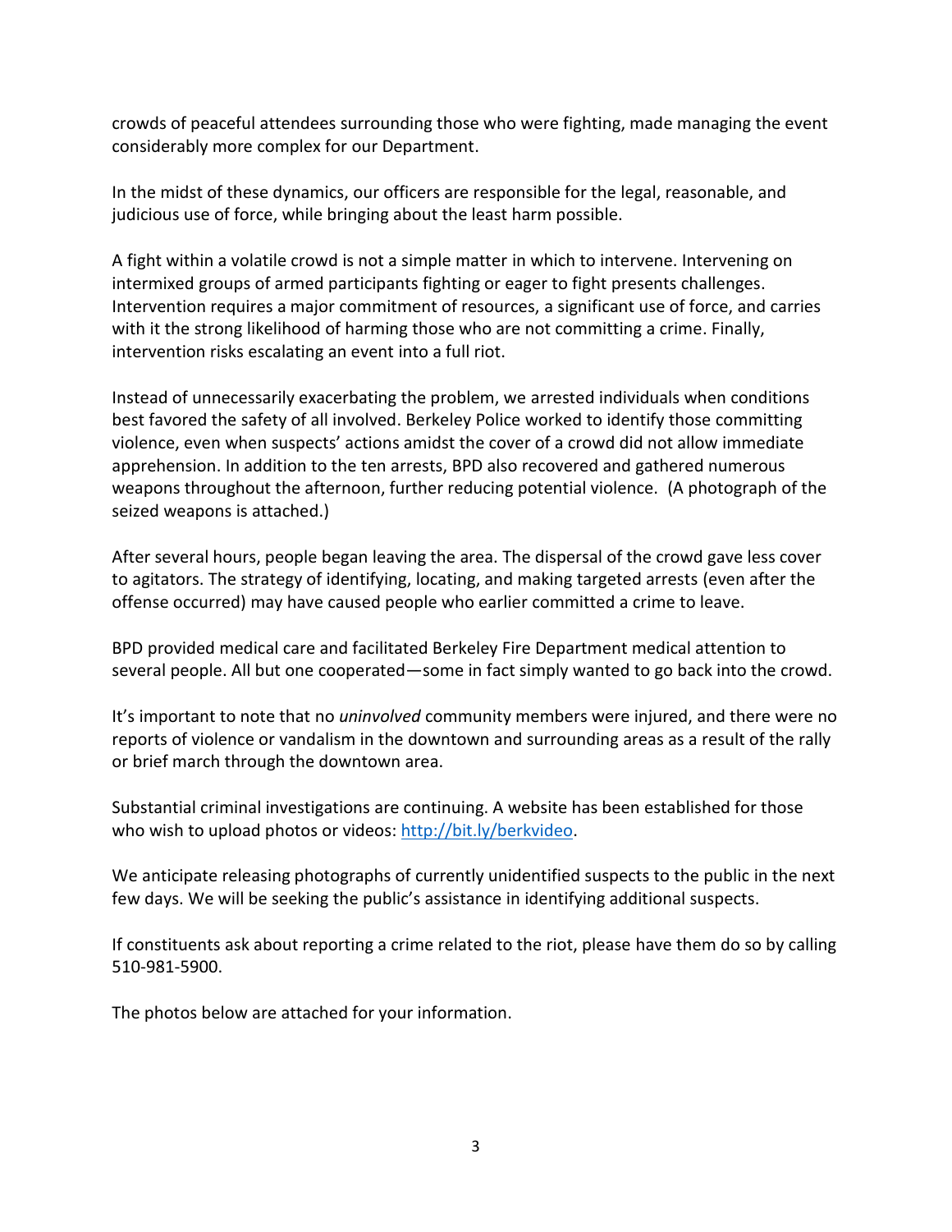crowds of peaceful attendees surrounding those who were fighting, made managing the event considerably more complex for our Department.

In the midst of these dynamics, our officers are responsible for the legal, reasonable, and judicious use of force, while bringing about the least harm possible.

A fight within a volatile crowd is not a simple matter in which to intervene. Intervening on intermixed groups of armed participants fighting or eager to fight presents challenges. Intervention requires a major commitment of resources, a significant use of force, and carries with it the strong likelihood of harming those who are not committing a crime. Finally, intervention risks escalating an event into a full riot.

Instead of unnecessarily exacerbating the problem, we arrested individuals when conditions best favored the safety of all involved. Berkeley Police worked to identify those committing violence, even when suspects' actions amidst the cover of a crowd did not allow immediate apprehension. In addition to the ten arrests, BPD also recovered and gathered numerous weapons throughout the afternoon, further reducing potential violence. (A photograph of the seized weapons is attached.)

After several hours, people began leaving the area. The dispersal of the crowd gave less cover to agitators. The strategy of identifying, locating, and making targeted arrests (even after the offense occurred) may have caused people who earlier committed a crime to leave.

BPD provided medical care and facilitated Berkeley Fire Department medical attention to several people. All but one cooperated—some in fact simply wanted to go back into the crowd.

It's important to note that no *uninvolved* community members were injured, and there were no reports of violence or vandalism in the downtown and surrounding areas as a result of the rally or brief march through the downtown area.

Substantial criminal investigations are continuing. A website has been established for those who wish to upload photos or videos: [http://bit.ly/berkvideo](http://bit.ly/berkvideo).

We anticipate releasing photographs of currently unidentified suspects to the public in the next few days. We will be seeking the public's assistance in identifying additional suspects.

If constituents ask about reporting a crime related to the riot, please have them do so by calling 510-981-5900.

The photos below are attached for your information.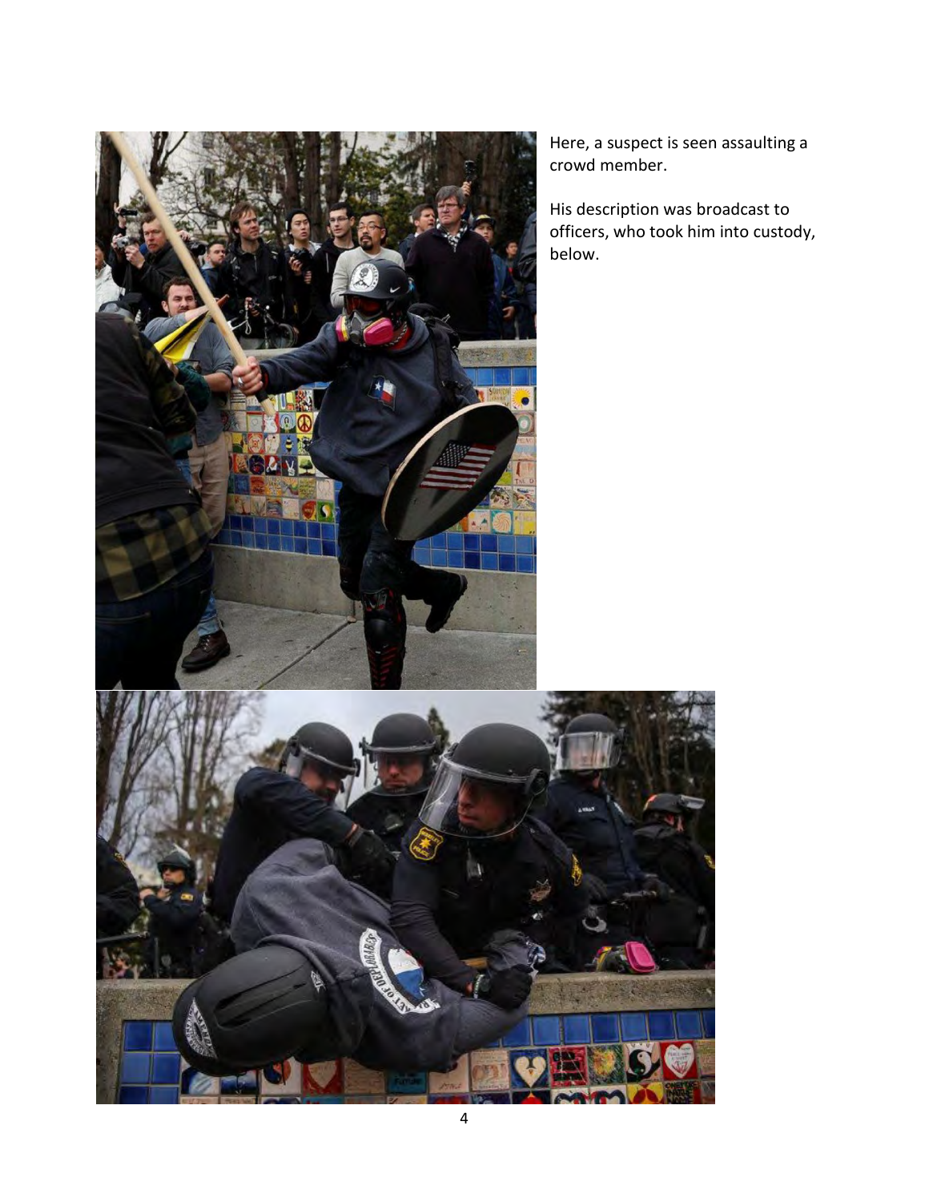Here, a suspect is seen assaulting a crowd member.

His description was broadcast to officers, who took him into custody, below.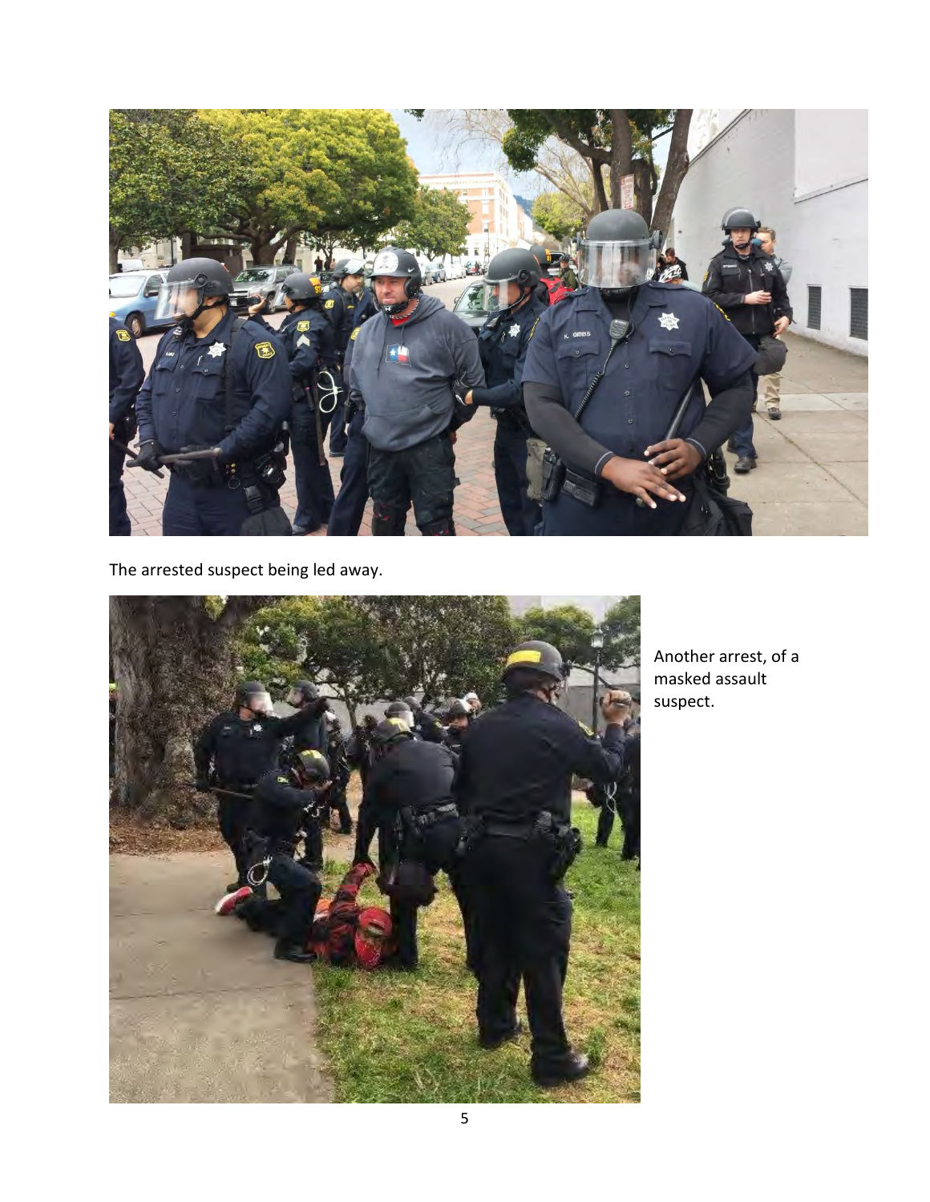The arrested suspect being led away.

Another arrest, of a masked assault suspect.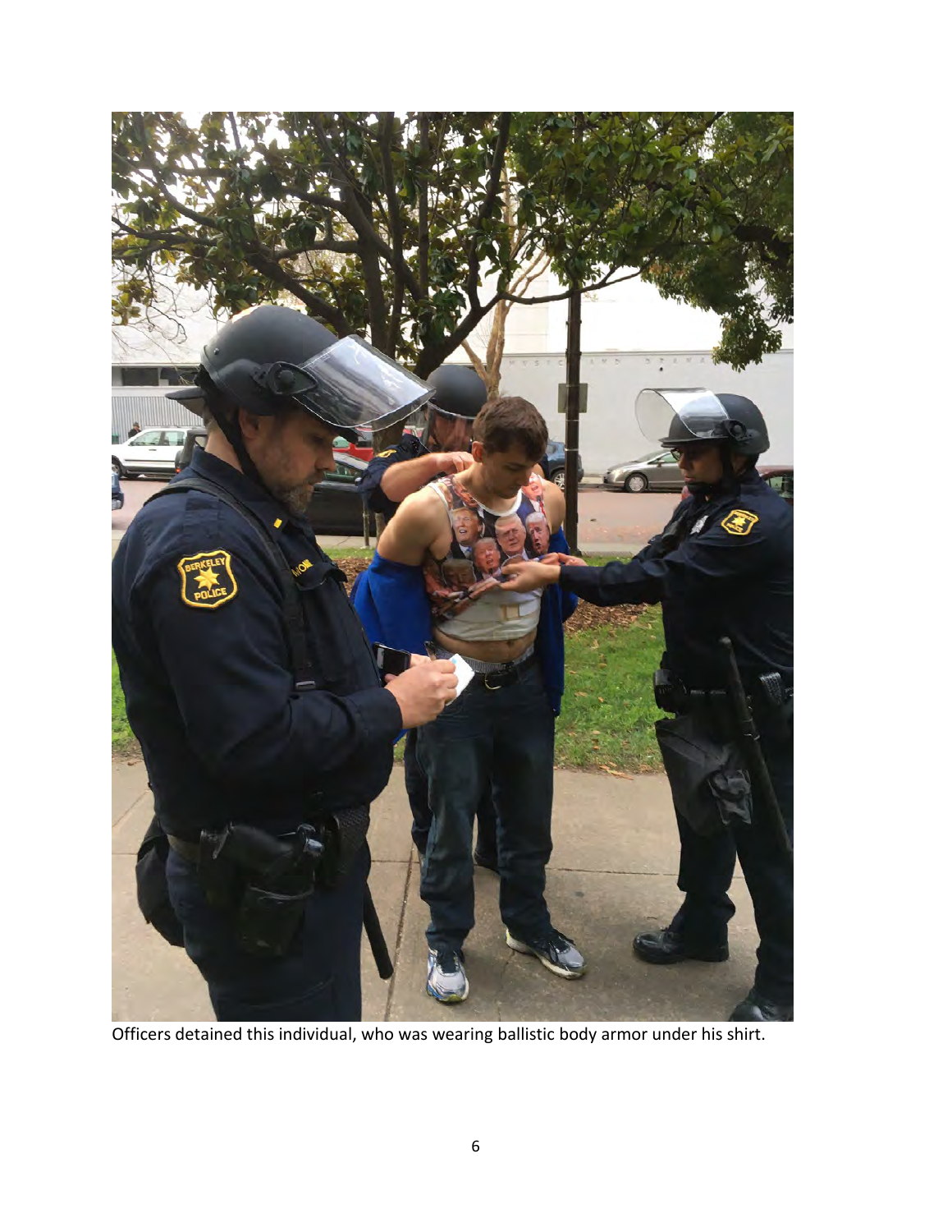Officers detained this individual, who was wearing ballistic body armor under his shirt.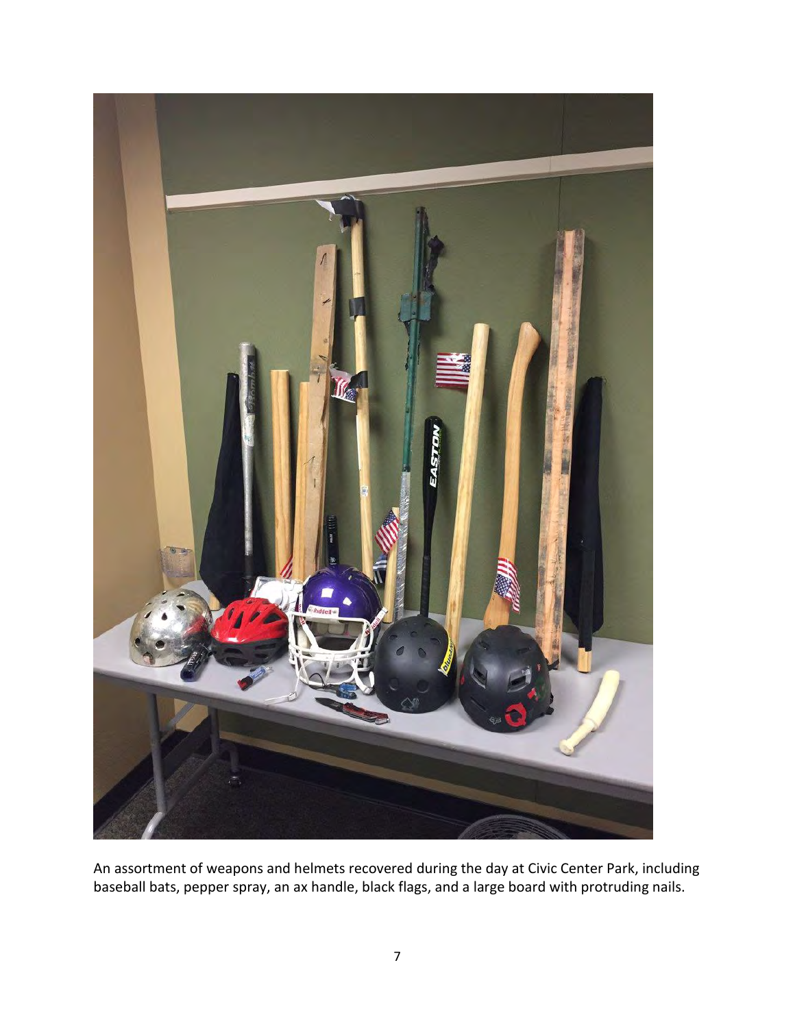An assortment of weapons and helmets recovered during the day at Civic Center Park, including baseball bats, pepper spray, an ax handle, black flags, and a large board with protruding nails.